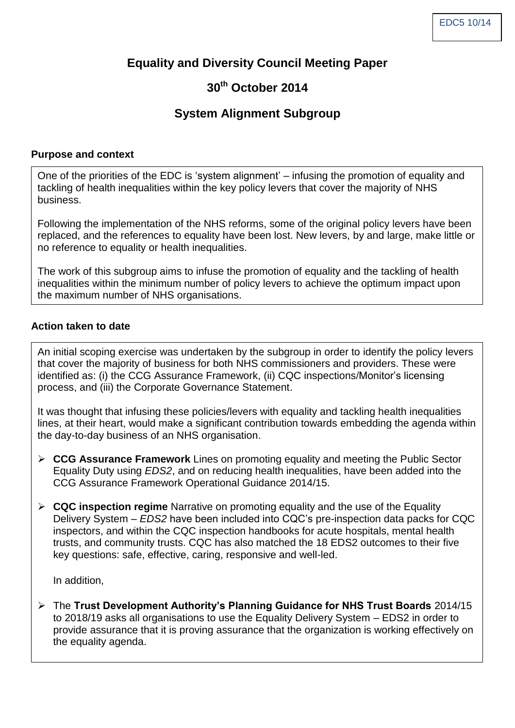EDC5 10/14

# Equality and Diversity Council Meeting Paper

## 30th October 2014

## System Alignment Subgroup

### Purpose and context

One of the priorities of the EDC is 'system alignment' – infusing the promotion of equality and tackling of health inequalities within the key policy levers that cover the majority of NHS business.

Following the implementation of the NHS reforms, some of the original policy levers have been replaced, and the references to equality have been lost. New levers, by and large, make little or no reference to equality or health inequalities.

The work of this subgroup aims to infuse the promotion of equality and the tackling of health inequalities within the minimum number of policy levers to achieve the optimum impact upon the maximum number of NHS organisations.

### Action taken to date

An initial scoping exercise was undertaken by the subgroup in order to identify the policy levers that cover the majority of business for both NHS commissioners and providers. These were identified as: (i) the CCG Assurance Framework, (ii) CQC inspections/Monitor's licensing process, and (iii) the Corporate Governance Statement.

It was thought that infusing these policies/levers with equality and tackling health inequalities lines, at their heart, would make a significant contribution towards embedding the agenda within the day-to-day business of an NHS organisation.

- **CCG Assurance Framework** Lines on promoting equality and meeting the Public Sector Equality Duty using *EDS2*, and on reducing health inequalities, have been added into the CCG Assurance Framework Operational Guidance 2014/15.
- **CQC inspection regime** Narrative on promoting equality and the use of the Equality Delivery System – *EDS2* have been included into CQC's pre-inspection data packs for CQC inspectors, and within the CQC inspection handbooks for acute hospitals, mental health trusts, and community trusts. CQC has also matched the 18 EDS2 outcomes to their five key questions: safe, effective, caring, responsive and well-led.

  In addition,

- The **Trust Development Authority's Planning Guidance for NHS Trust Boards** 2014/15 to 2018/19 asks all organisations to use the Equality Delivery System – EDS2 in order to provide assurance that it is proving assurance that the organization is working effectively on the equality agenda.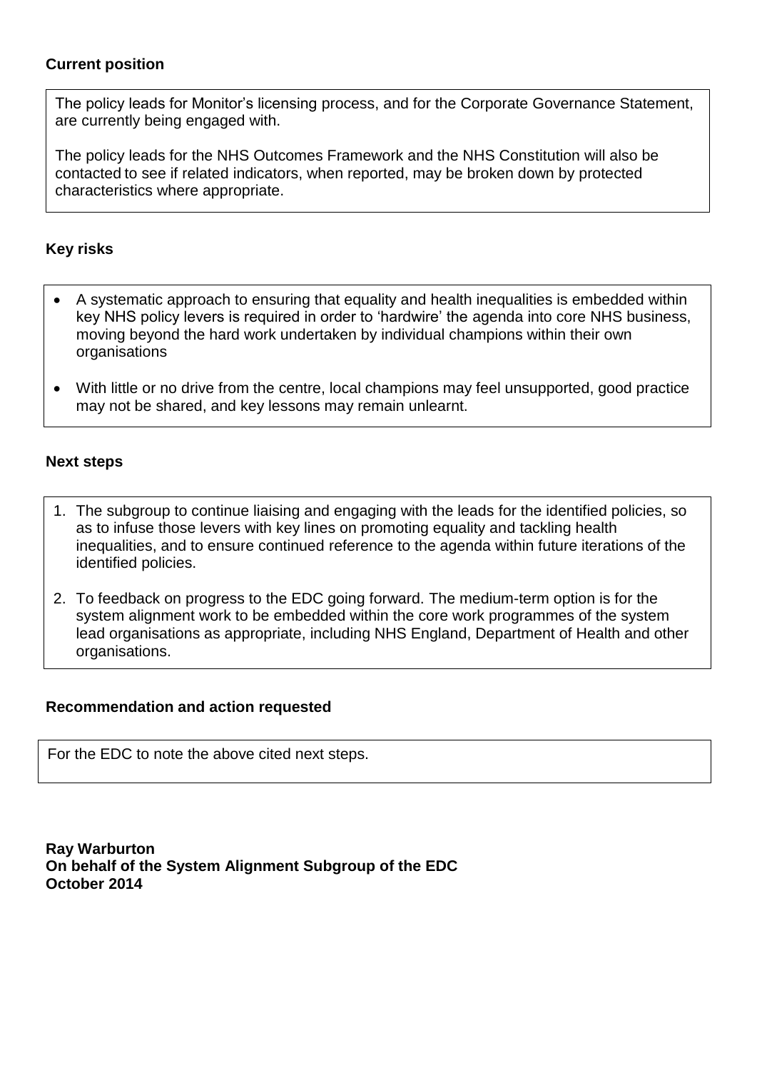### Current position

The policy leads for Monitor's licensing process, and for the Corporate Governance Statement, are currently being engaged with.

The policy leads for the NHS Outcomes Framework and the NHS Constitution will also be contacted to see if related indicators, when reported, may be broken down by protected characteristics where appropriate.

### Key risks

- A systematic approach to ensuring that equality and health inequalities is embedded within key NHS policy levers is required in order to 'hardwire' the agenda into core NHS business, moving beyond the hard work undertaken by individual champions within their own organisations
- With little or no drive from the centre, local champions may feel unsupported, good practice may not be shared, and key lessons may remain unlearnt.

### Next steps

1. The subgroup to continue liaising and engaging with the leads for the identified policies, so as to infuse those levers with key lines on promoting equality and tackling health inequalities, and to ensure continued reference to the agenda within future iterations of the identified policies.
2. To feedback on progress to the EDC going forward. The medium-term option is for the system alignment work to be embedded within the core work programmes of the system lead organisations as appropriate, including NHS England, Department of Health and other organisations.

### Recommendation and action requested

For the EDC to note the above cited next steps.

**Ray Warburton**
**On behalf of the System Alignment Subgroup of the EDC**
**October 2014**